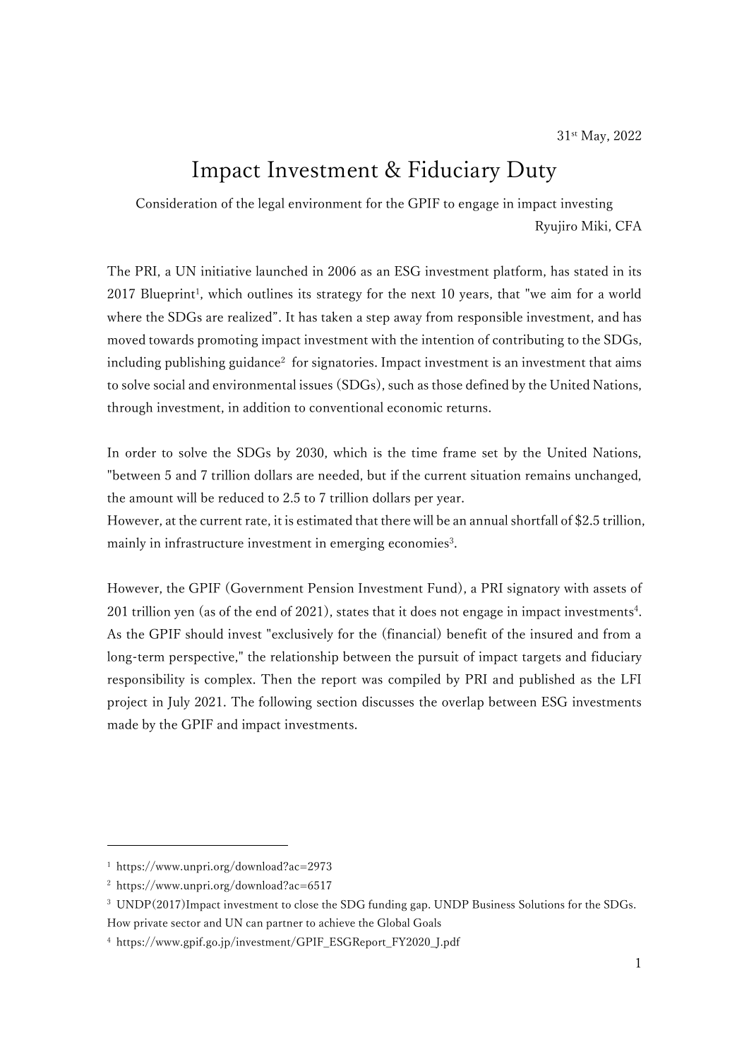31st May, 2022

# Impact Investment & Fiduciary Duty

Consideration of the legal environment for the GPIF to engage in impact investing

Ryujiro Miki, CFA

The PRI, a UN initiative launched in 2006 as an ESG investment platform, has stated in its 2017 Blueprint[1], which outlines its strategy for the next 10 years, that "we aim for a world where the SDGs are realized". It has taken a step away from responsible investment, and has moved towards promoting impact investment with the intention of contributing to the SDGs, including publishing guidance[2] for signatories. Impact investment is an investment that aims to solve social and environmental issues (SDGs), such as those defined by the United Nations, through investment, in addition to conventional economic returns.

In order to solve the SDGs by 2030, which is the time frame set by the United Nations, "between 5 and 7 trillion dollars are needed, but if the current situation remains unchanged, the amount will be reduced to 2.5 to 7 trillion dollars per year.
However, at the current rate, it is estimated that there will be an annual shortfall of $2.5 trillion, mainly in infrastructure investment in emerging economies[3].

However, the GPIF (Government Pension Investment Fund), a PRI signatory with assets of 201 trillion yen (as of the end of 2021), states that it does not engage in impact investments[4]. As the GPIF should invest "exclusively for the (financial) benefit of the insured and from a long-term perspective," the relationship between the pursuit of impact targets and fiduciary responsibility is complex. Then the report was compiled by PRI and published as the LFI project in July 2021. The following section discusses the overlap between ESG investments made by the GPIF and impact investments.

---

[1] https://www.unpri.org/download?ac=2973

[2] https://www.unpri.org/download?ac=6517

[3] UNDP(2017)Impact investment to close the SDG funding gap. UNDP Business Solutions for the SDGs. How private sector and UN can partner to achieve the Global Goals

[4] https://www.gpif.go.jp/investment/GPIF_ESGReport_FY2020_J.pdf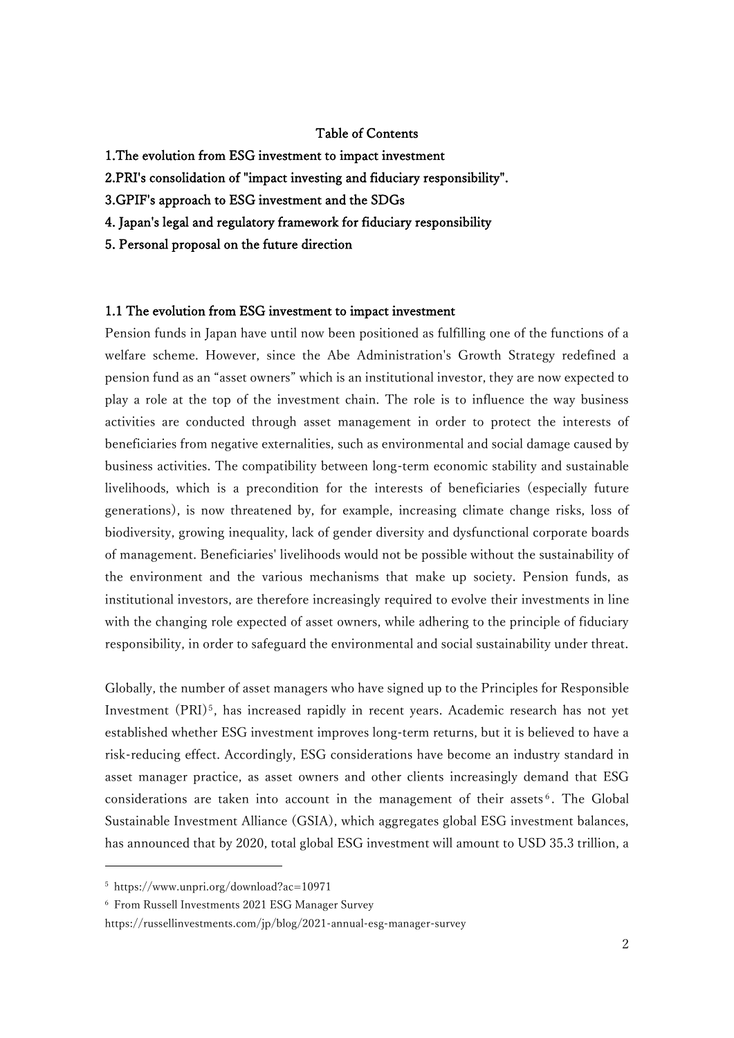## Table of Contents

1. The evolution from ESG investment to impact investment
2. PRI's consolidation of "impact investing and fiduciary responsibility".
3. GPIF's approach to ESG investment and the SDGs
4. Japan's legal and regulatory framework for fiduciary responsibility
5. Personal proposal on the future direction

### 1.1 The evolution from ESG investment to impact investment

Pension funds in Japan have until now been positioned as fulfilling one of the functions of a welfare scheme. However, since the Abe Administration's Growth Strategy redefined a pension fund as an "asset owners" which is an institutional investor, they are now expected to play a role at the top of the investment chain. The role is to influence the way business activities are conducted through asset management in order to protect the interests of beneficiaries from negative externalities, such as environmental and social damage caused by business activities. The compatibility between long-term economic stability and sustainable livelihoods, which is a precondition for the interests of beneficiaries (especially future generations), is now threatened by, for example, increasing climate change risks, loss of biodiversity, growing inequality, lack of gender diversity and dysfunctional corporate boards of management. Beneficiaries' livelihoods would not be possible without the sustainability of the environment and the various mechanisms that make up society. Pension funds, as institutional investors, are therefore increasingly required to evolve their investments in line with the changing role expected of asset owners, while adhering to the principle of fiduciary responsibility, in order to safeguard the environmental and social sustainability under threat.

Globally, the number of asset managers who have signed up to the Principles for Responsible Investment (PRI)[5], has increased rapidly in recent years. Academic research has not yet established whether ESG investment improves long-term returns, but it is believed to have a risk-reducing effect. Accordingly, ESG considerations have become an industry standard in asset manager practice, as asset owners and other clients increasingly demand that ESG considerations are taken into account in the management of their assets[6]. The Global Sustainable Investment Alliance (GSIA), which aggregates global ESG investment balances, has announced that by 2020, total global ESG investment will amount to USD 35.3 trillion, a

---

[5] https://www.unpri.org/download?ac=10971

[6] From Russell Investments 2021 ESG Manager Survey
https://russellinvestments.com/jp/blog/2021-annual-esg-manager-survey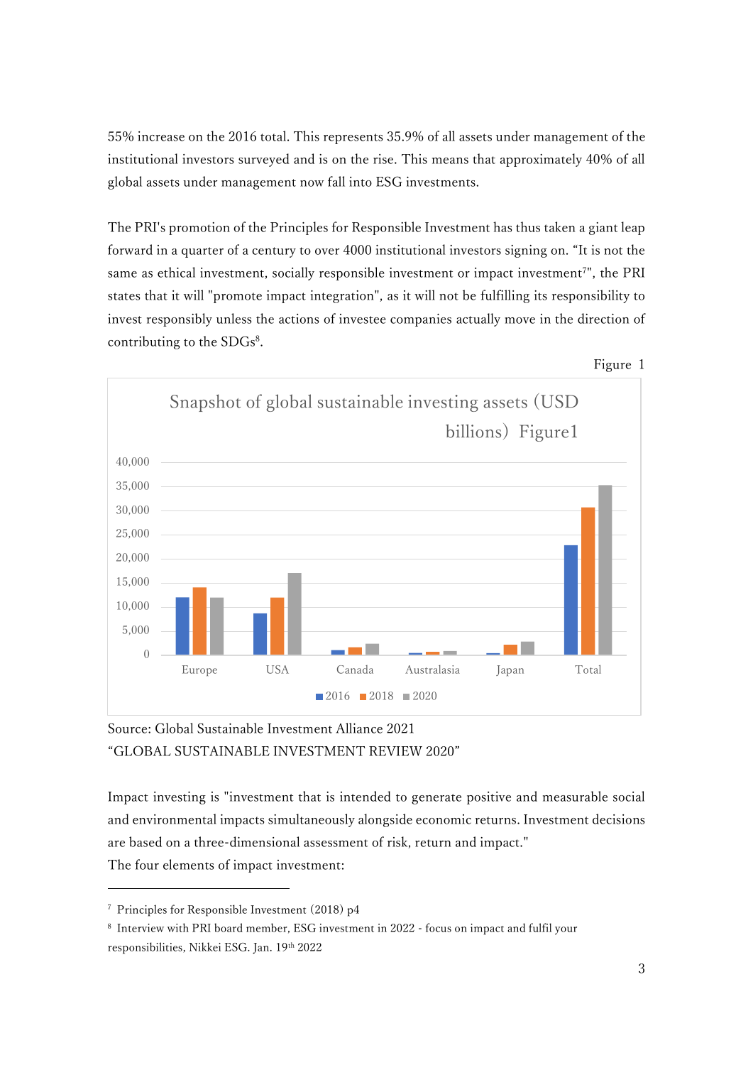55% increase on the 2016 total. This represents 35.9% of all assets under management of the institutional investors surveyed and is on the rise. This means that approximately 40% of all global assets under management now fall into ESG investments.

The PRI's promotion of the Principles for Responsible Investment has thus taken a giant leap forward in a quarter of a century to over 4000 institutional investors signing on. “It is not the same as ethical investment, socially responsible investment or impact investment[7]", the PRI states that it will "promote impact integration", as it will not be fulfilling its responsibility to invest responsibly unless the actions of investee companies actually move in the direction of contributing to the SDGs[8].

Figure 1

Snapshot of global sustainable investing assets (USD billions) Figure1

Source: Global Sustainable Investment Alliance 2021
“GLOBAL SUSTAINABLE INVESTMENT REVIEW 2020”

Impact investing is "investment that is intended to generate positive and measurable social and environmental impacts simultaneously alongside economic returns. Investment decisions are based on a three-dimensional assessment of risk, return and impact."
The four elements of impact investment:

---

[7] Principles for Responsible Investment (2018) p4

[8] Interview with PRI board member, ESG investment in 2022 - focus on impact and fulfil your responsibilities, Nikkei ESG. Jan. 19th 2022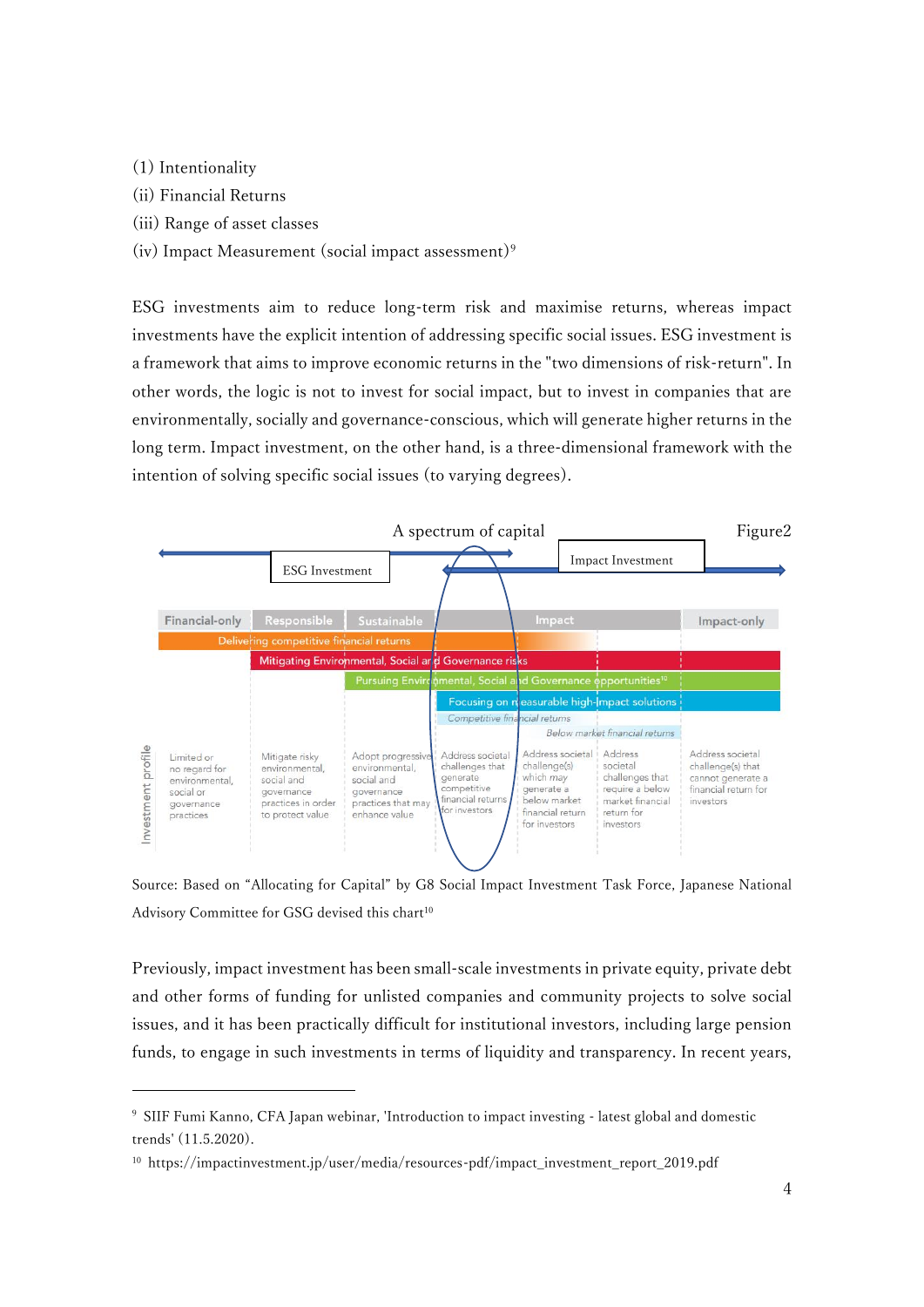(1) Intentionality
(ii) Financial Returns
(iii) Range of asset classes
(iv) Impact Measurement (social impact assessment)[9]

ESG investments aim to reduce long-term risk and maximise returns, whereas impact investments have the explicit intention of addressing specific social issues. ESG investment is a framework that aims to improve economic returns in the "two dimensions of risk-return". In other words, the logic is not to invest for social impact, but to invest in companies that are environmentally, socially and governance-conscious, which will generate higher returns in the long term. Impact investment, on the other hand, is a three-dimensional framework with the intention of solving specific social issues (to varying degrees).

A spectrum of capital — Figure2

ESG Investment — Impact Investment

| | Financial-only | Responsible | Sustainable | Impact | | | Impact-only |
|---|---|---|---|---|---|---|---|
| Investment profile | Limited or no regard for environmental, social or governance practices | Mitigate risky environmental, social and governance practices in order to protect value | Adopt progressive environmental, social and governance practices that may enhance value | Address societal challenges that generate competitive financial returns for investors | Address societal challenge(s) which may generate a below market financial return for investors | Address societal challenges that require a below market financial return for investors | Address societal challenge(s) that cannot generate a financial return for investors |

- Delivering competitive financial returns
- Mitigating Environmental, Social and Governance risks
- Pursuing Environmental, Social and Governance opportunities[10]
- Focusing on measurable high-impact solutions
- Competitive financial returns
- Below market financial returns

Source: Based on "Allocating for Capital" by G8 Social Impact Investment Task Force, Japanese National Advisory Committee for GSG devised this chart[10]

Previously, impact investment has been small-scale investments in private equity, private debt and other forms of funding for unlisted companies and community projects to solve social issues, and it has been practically difficult for institutional investors, including large pension funds, to engage in such investments in terms of liquidity and transparency. In recent years,

---

[9] SIIF Fumi Kanno, CFA Japan webinar, 'Introduction to impact investing - latest global and domestic trends' (11.5.2020).

[10] https://impactinvestment.jp/user/media/resources-pdf/impact_investment_report_2019.pdf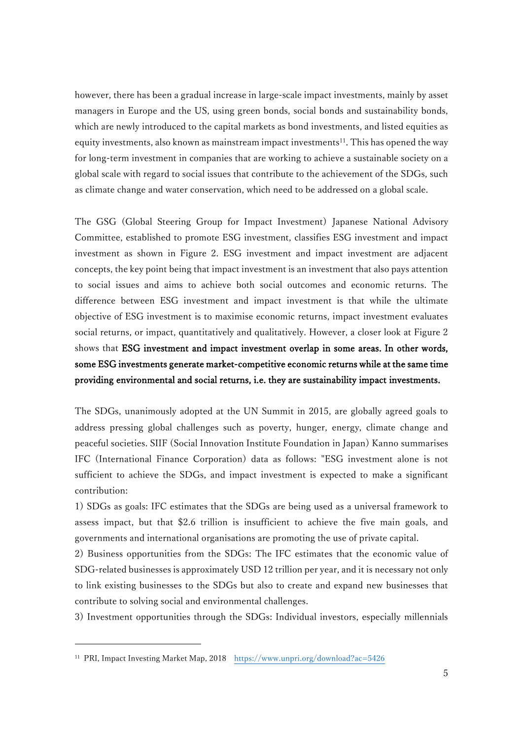however, there has been a gradual increase in large-scale impact investments, mainly by asset managers in Europe and the US, using green bonds, social bonds and sustainability bonds, which are newly introduced to the capital markets as bond investments, and listed equities as equity investments, also known as mainstream impact investments[11]. This has opened the way for long-term investment in companies that are working to achieve a sustainable society on a global scale with regard to social issues that contribute to the achievement of the SDGs, such as climate change and water conservation, which need to be addressed on a global scale.

The GSG (Global Steering Group for Impact Investment) Japanese National Advisory Committee, established to promote ESG investment, classifies ESG investment and impact investment as shown in Figure 2. ESG investment and impact investment are adjacent concepts, the key point being that impact investment is an investment that also pays attention to social issues and aims to achieve both social outcomes and economic returns. The difference between ESG investment and impact investment is that while the ultimate objective of ESG investment is to maximise economic returns, impact investment evaluates social returns, or impact, quantitatively and qualitatively. However, a closer look at Figure 2 shows that **ESG investment and impact investment overlap in some areas. In other words, some ESG investments generate market-competitive economic returns while at the same time providing environmental and social returns, i.e. they are sustainability impact investments.**

The SDGs, unanimously adopted at the UN Summit in 2015, are globally agreed goals to address pressing global challenges such as poverty, hunger, energy, climate change and peaceful societies. SIIF (Social Innovation Institute Foundation in Japan) Kanno summarises IFC (International Finance Corporation) data as follows: "ESG investment alone is not sufficient to achieve the SDGs, and impact investment is expected to make a significant contribution:

1) SDGs as goals: IFC estimates that the SDGs are being used as a universal framework to assess impact, but that $2.6 trillion is insufficient to achieve the five main goals, and governments and international organisations are promoting the use of private capital.

2) Business opportunities from the SDGs: The IFC estimates that the economic value of SDG-related businesses is approximately USD 12 trillion per year, and it is necessary not only to link existing businesses to the SDGs but also to create and expand new businesses that contribute to solving social and environmental challenges.

3) Investment opportunities through the SDGs: Individual investors, especially millennials

---

[11] PRI, Impact Investing Market Map, 2018 https://www.unpri.org/download?ac=5426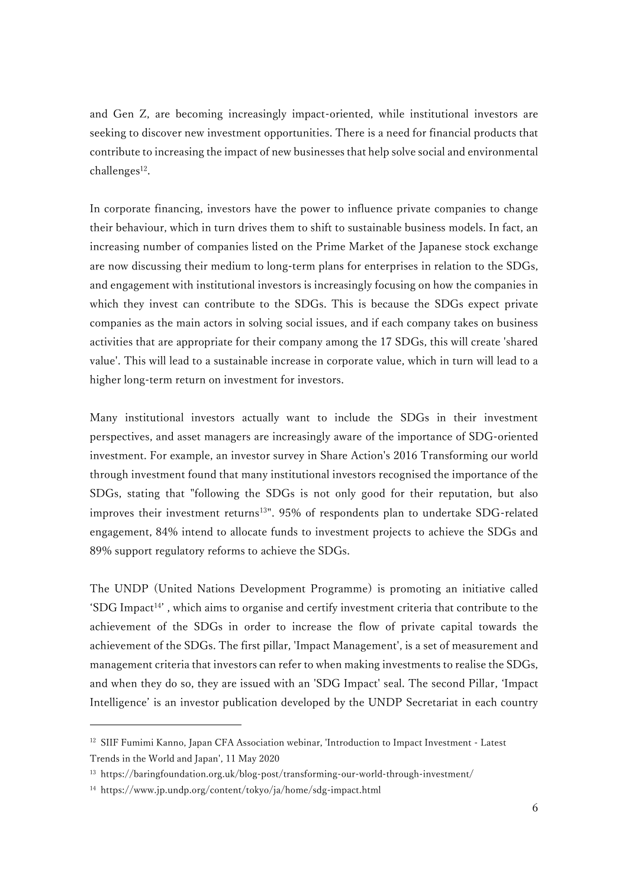and Gen Z, are becoming increasingly impact-oriented, while institutional investors are seeking to discover new investment opportunities. There is a need for financial products that contribute to increasing the impact of new businesses that help solve social and environmental challenges[12].

In corporate financing, investors have the power to influence private companies to change their behaviour, which in turn drives them to shift to sustainable business models. In fact, an increasing number of companies listed on the Prime Market of the Japanese stock exchange are now discussing their medium to long-term plans for enterprises in relation to the SDGs, and engagement with institutional investors is increasingly focusing on how the companies in which they invest can contribute to the SDGs. This is because the SDGs expect private companies as the main actors in solving social issues, and if each company takes on business activities that are appropriate for their company among the 17 SDGs, this will create 'shared value'. This will lead to a sustainable increase in corporate value, which in turn will lead to a higher long-term return on investment for investors.

Many institutional investors actually want to include the SDGs in their investment perspectives, and asset managers are increasingly aware of the importance of SDG-oriented investment. For example, an investor survey in Share Action's 2016 Transforming our world through investment found that many institutional investors recognised the importance of the SDGs, stating that "following the SDGs is not only good for their reputation, but also improves their investment returns[13]". 95% of respondents plan to undertake SDG-related engagement, 84% intend to allocate funds to investment projects to achieve the SDGs and 89% support regulatory reforms to achieve the SDGs.

The UNDP (United Nations Development Programme) is promoting an initiative called 'SDG Impact[14]' , which aims to organise and certify investment criteria that contribute to the achievement of the SDGs in order to increase the flow of private capital towards the achievement of the SDGs. The first pillar, 'Impact Management', is a set of measurement and management criteria that investors can refer to when making investments to realise the SDGs, and when they do so, they are issued with an 'SDG Impact' seal. The second Pillar, 'Impact Intelligence' is an investor publication developed by the UNDP Secretariat in each country

---

[12] SIIF Fumimi Kanno, Japan CFA Association webinar, 'Introduction to Impact Investment - Latest Trends in the World and Japan', 11 May 2020

[13] https://baringfoundation.org.uk/blog-post/transforming-our-world-through-investment/

[14] https://www.jp.undp.org/content/tokyo/ja/home/sdg-impact.html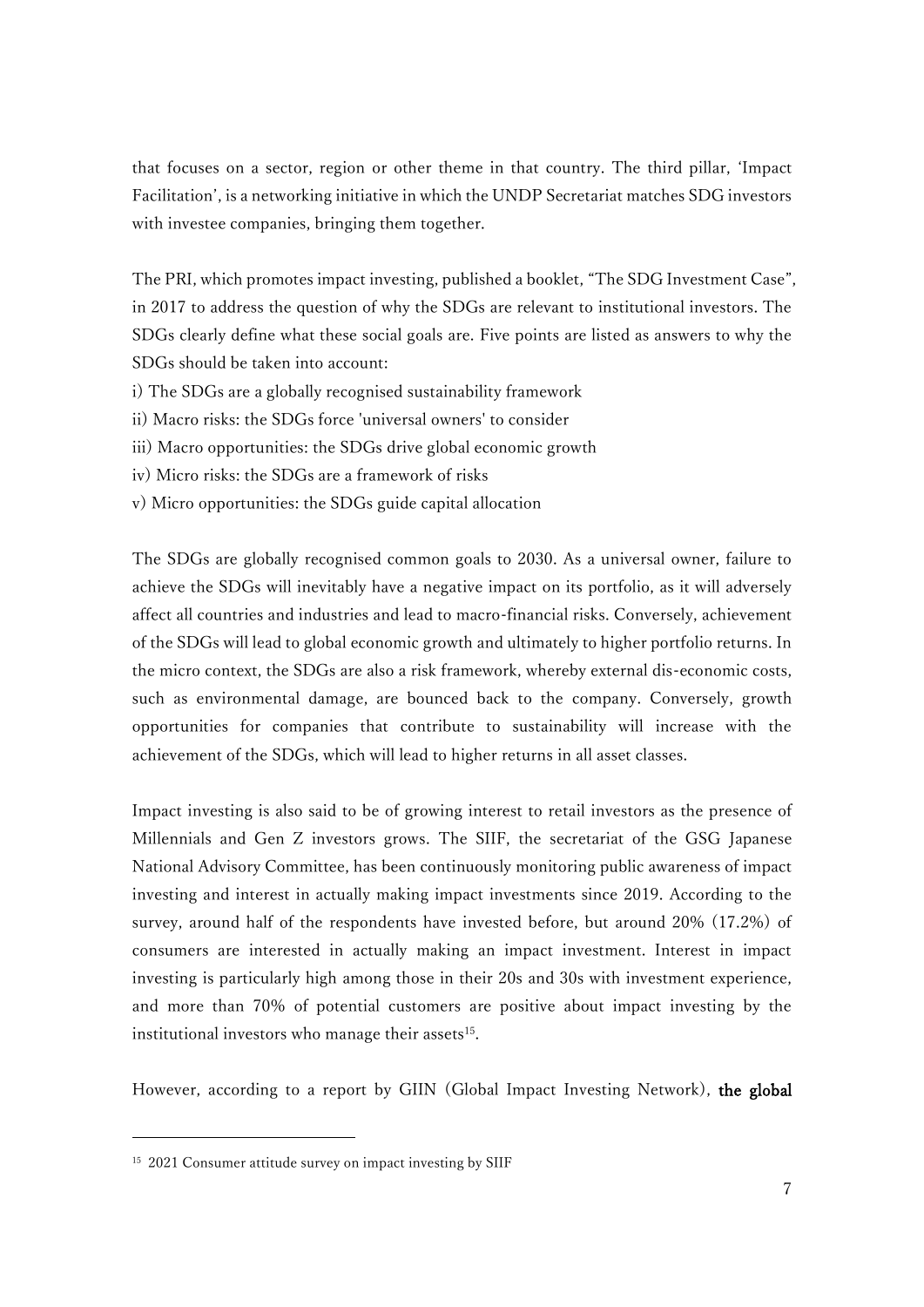that focuses on a sector, region or other theme in that country. The third pillar, 'Impact Facilitation', is a networking initiative in which the UNDP Secretariat matches SDG investors with investee companies, bringing them together.

The PRI, which promotes impact investing, published a booklet, "The SDG Investment Case", in 2017 to address the question of why the SDGs are relevant to institutional investors. The SDGs clearly define what these social goals are. Five points are listed as answers to why the SDGs should be taken into account:

i) The SDGs are a globally recognised sustainability framework
ii) Macro risks: the SDGs force 'universal owners' to consider
iii) Macro opportunities: the SDGs drive global economic growth
iv) Micro risks: the SDGs are a framework of risks
v) Micro opportunities: the SDGs guide capital allocation

The SDGs are globally recognised common goals to 2030. As a universal owner, failure to achieve the SDGs will inevitably have a negative impact on its portfolio, as it will adversely affect all countries and industries and lead to macro-financial risks. Conversely, achievement of the SDGs will lead to global economic growth and ultimately to higher portfolio returns. In the micro context, the SDGs are also a risk framework, whereby external dis-economic costs, such as environmental damage, are bounced back to the company. Conversely, growth opportunities for companies that contribute to sustainability will increase with the achievement of the SDGs, which will lead to higher returns in all asset classes.

Impact investing is also said to be of growing interest to retail investors as the presence of Millennials and Gen Z investors grows. The SIIF, the secretariat of the GSG Japanese National Advisory Committee, has been continuously monitoring public awareness of impact investing and interest in actually making impact investments since 2019. According to the survey, around half of the respondents have invested before, but around 20% (17.2%) of consumers are interested in actually making an impact investment. Interest in impact investing is particularly high among those in their 20s and 30s with investment experience, and more than 70% of potential customers are positive about impact investing by the institutional investors who manage their assets[15].

However, according to a report by GIIN (Global Impact Investing Network), **the global**

[15] 2021 Consumer attitude survey on impact investing by SIIF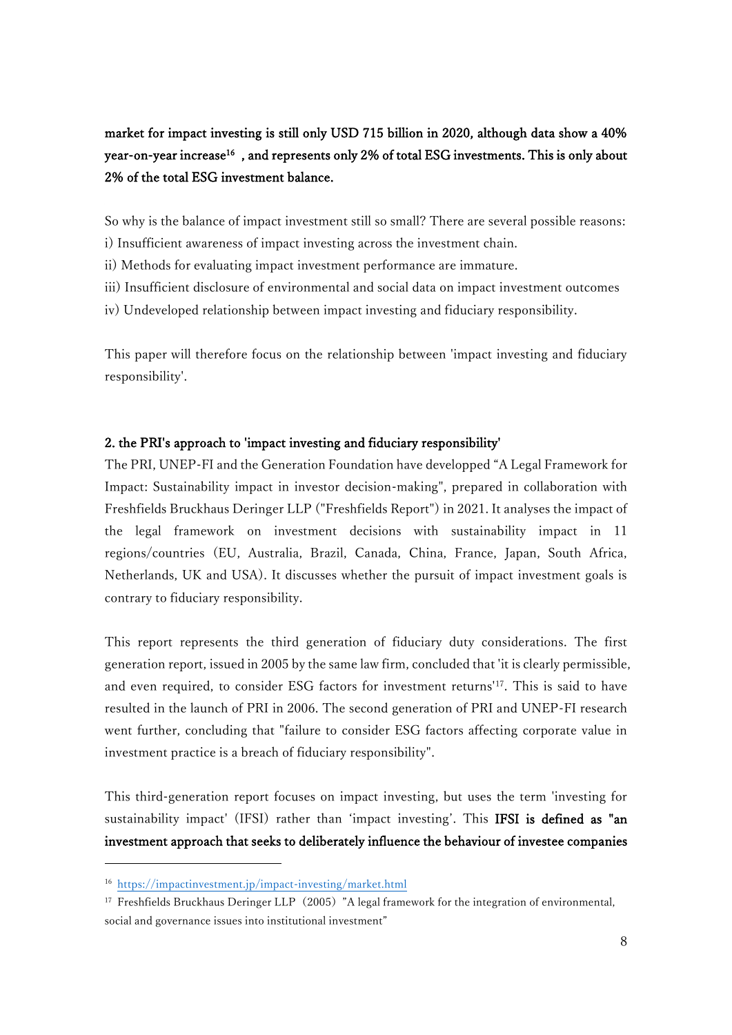**market for impact investing is still only USD 715 billion in 2020, although data show a 40% year-on-year increase[16] , and represents only 2% of total ESG investments. This is only about 2% of the total ESG investment balance.**

So why is the balance of impact investment still so small? There are several possible reasons:
i) Insufficient awareness of impact investing across the investment chain.
ii) Methods for evaluating impact investment performance are immature.
iii) Insufficient disclosure of environmental and social data on impact investment outcomes
iv) Undeveloped relationship between impact investing and fiduciary responsibility.

This paper will therefore focus on the relationship between 'impact investing and fiduciary responsibility'.

## 2. the PRI's approach to 'impact investing and fiduciary responsibility'

The PRI, UNEP-FI and the Generation Foundation have developped "A Legal Framework for Impact: Sustainability impact in investor decision-making", prepared in collaboration with Freshfields Bruckhaus Deringer LLP ("Freshfields Report") in 2021. It analyses the impact of the legal framework on investment decisions with sustainability impact in 11 regions/countries (EU, Australia, Brazil, Canada, China, France, Japan, South Africa, Netherlands, UK and USA). It discusses whether the pursuit of impact investment goals is contrary to fiduciary responsibility.

This report represents the third generation of fiduciary duty considerations. The first generation report, issued in 2005 by the same law firm, concluded that 'it is clearly permissible, and even required, to consider ESG factors for investment returns'[17]. This is said to have resulted in the launch of PRI in 2006. The second generation of PRI and UNEP-FI research went further, concluding that "failure to consider ESG factors affecting corporate value in investment practice is a breach of fiduciary responsibility".

This third-generation report focuses on impact investing, but uses the term 'investing for sustainability impact' (IFSI) rather than 'impact investing'. This **IFSI is defined as "an investment approach that seeks to deliberately influence the behaviour of investee companies**

---

[16] https://impactinvestment.jp/impact-investing/market.html

[17] Freshfields Bruckhaus Deringer LLP（2005）"A legal framework for the integration of environmental, social and governance issues into institutional investment"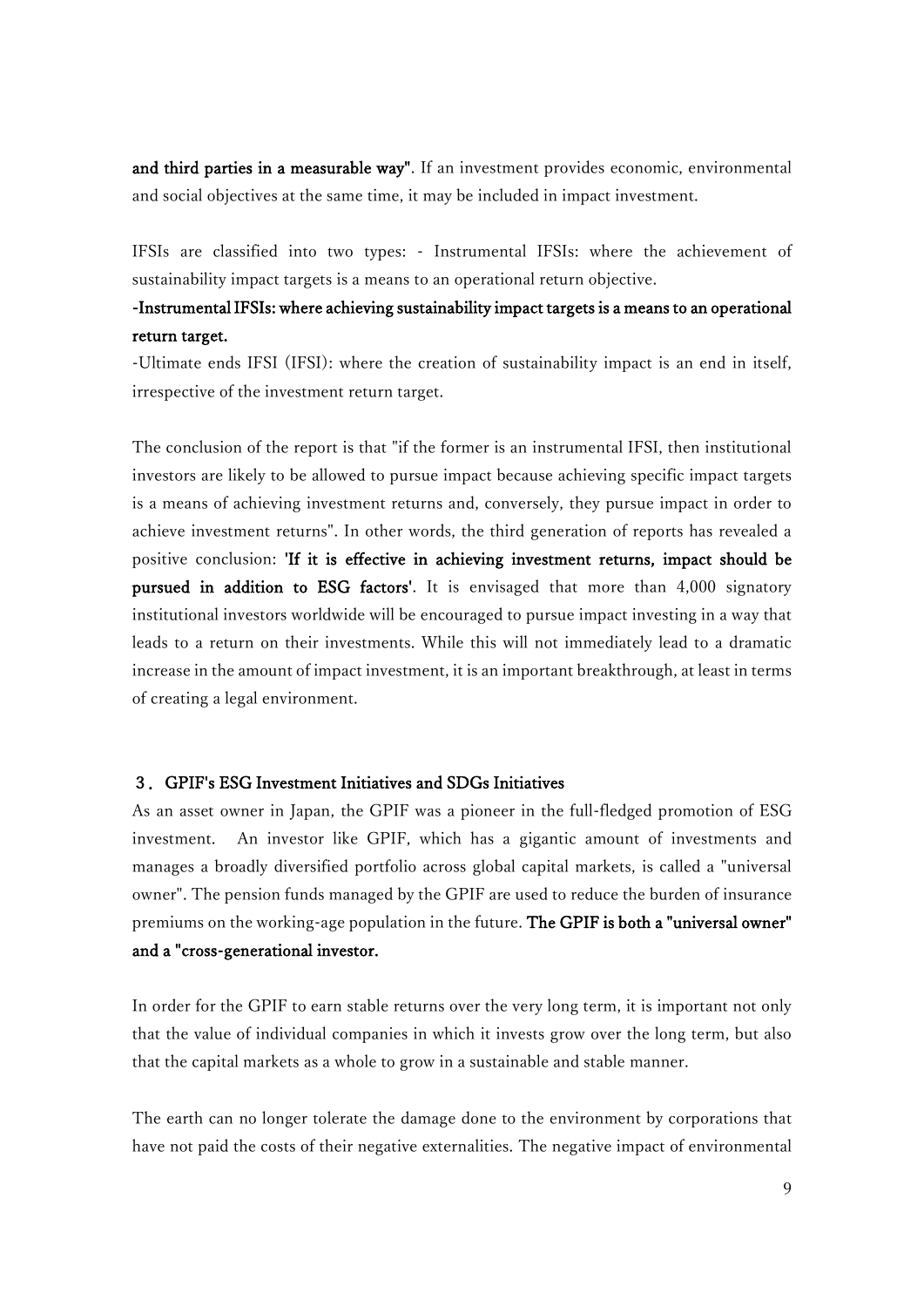**and third parties in a measurable way"**. If an investment provides economic, environmental and social objectives at the same time, it may be included in impact investment.

IFSIs are classified into two types: - Instrumental IFSIs: where the achievement of sustainability impact targets is a means to an operational return objective.

**-Instrumental IFSIs: where achieving sustainability impact targets is a means to an operational return target.**

-Ultimate ends IFSI (IFSI): where the creation of sustainability impact is an end in itself, irrespective of the investment return target.

The conclusion of the report is that "if the former is an instrumental IFSI, then institutional investors are likely to be allowed to pursue impact because achieving specific impact targets is a means of achieving investment returns and, conversely, they pursue impact in order to achieve investment returns". In other words, the third generation of reports has revealed a positive conclusion: **'If it is effective in achieving investment returns, impact should be pursued in addition to ESG factors'**. It is envisaged that more than 4,000 signatory institutional investors worldwide will be encouraged to pursue impact investing in a way that leads to a return on their investments. While this will not immediately lead to a dramatic increase in the amount of impact investment, it is an important breakthrough, at least in terms of creating a legal environment.

### ３．GPIF's ESG Investment Initiatives and SDGs Initiatives

As an asset owner in Japan, the GPIF was a pioneer in the full-fledged promotion of ESG investment. An investor like GPIF, which has a gigantic amount of investments and manages a broadly diversified portfolio across global capital markets, is called a "universal owner". The pension funds managed by the GPIF are used to reduce the burden of insurance premiums on the working-age population in the future. **The GPIF is both a "universal owner" and a "cross-generational investor.**

In order for the GPIF to earn stable returns over the very long term, it is important not only that the value of individual companies in which it invests grow over the long term, but also that the capital markets as a whole to grow in a sustainable and stable manner.

The earth can no longer tolerate the damage done to the environment by corporations that have not paid the costs of their negative externalities. The negative impact of environmental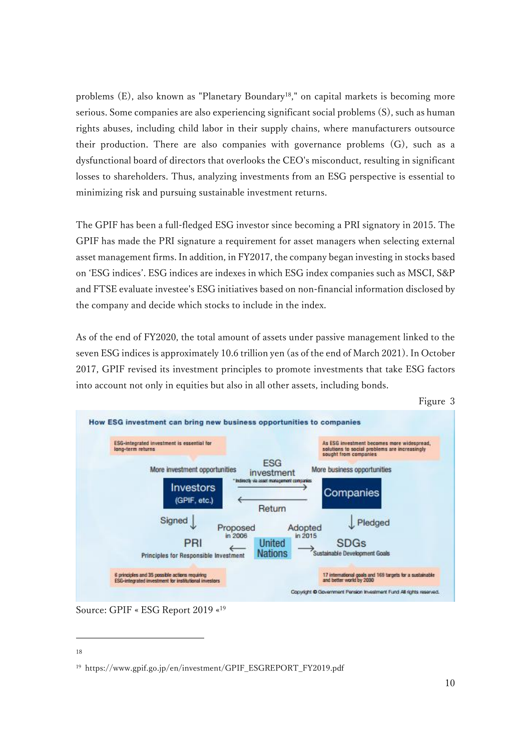problems (E), also known as "Planetary Boundary[18]," on capital markets is becoming more serious. Some companies are also experiencing significant social problems (S), such as human rights abuses, including child labor in their supply chains, where manufacturers outsource their production. There are also companies with governance problems (G), such as a dysfunctional board of directors that overlooks the CEO's misconduct, resulting in significant losses to shareholders. Thus, analyzing investments from an ESG perspective is essential to minimizing risk and pursuing sustainable investment returns.

The GPIF has been a full-fledged ESG investor since becoming a PRI signatory in 2015. The GPIF has made the PRI signature a requirement for asset managers when selecting external asset management firms. In addition, in FY2017, the company began investing in stocks based on 'ESG indices'. ESG indices are indexes in which ESG index companies such as MSCI, S&P and FTSE evaluate investee's ESG initiatives based on non-financial information disclosed by the company and decide which stocks to include in the index.

As of the end of FY2020, the total amount of assets under passive management linked to the seven ESG indices is approximately 10.6 trillion yen (as of the end of March 2021). In October 2017, GPIF revised its investment principles to promote investments that take ESG factors into account not only in equities but also in all other assets, including bonds.

Figure 3

**How ESG investment can bring new business opportunities to companies**

- ESG-integrated investment is essential for long-term returns
- As ESG investment becomes more widespread, solutions to social problems are increasingly sought from companies
- More investment opportunities — Investors (GPIF, etc.) — ESG investment (*Indirectly via asset management companies) → Companies — More business opportunities
- Companies → Return → Investors
- Investors: Signed ↓ PRI (Principles for Responsible Investment) ← Proposed in 2006 — United Nations — Adopted in 2015 → SDGs (Sustainable Development Goals) ↑ Pledged: Companies
- 6 principles and 35 possible actions requiring ESG-integrated investment for institutional investors
- 17 international goals and 169 targets for a sustainable and better world by 2030

Copyright © Government Pension Investment Fund All rights reserved.

Source: GPIF « ESG Report 2019 «[19]

---

18

19 https://www.gpif.go.jp/en/investment/GPIF_ESGREPORT_FY2019.pdf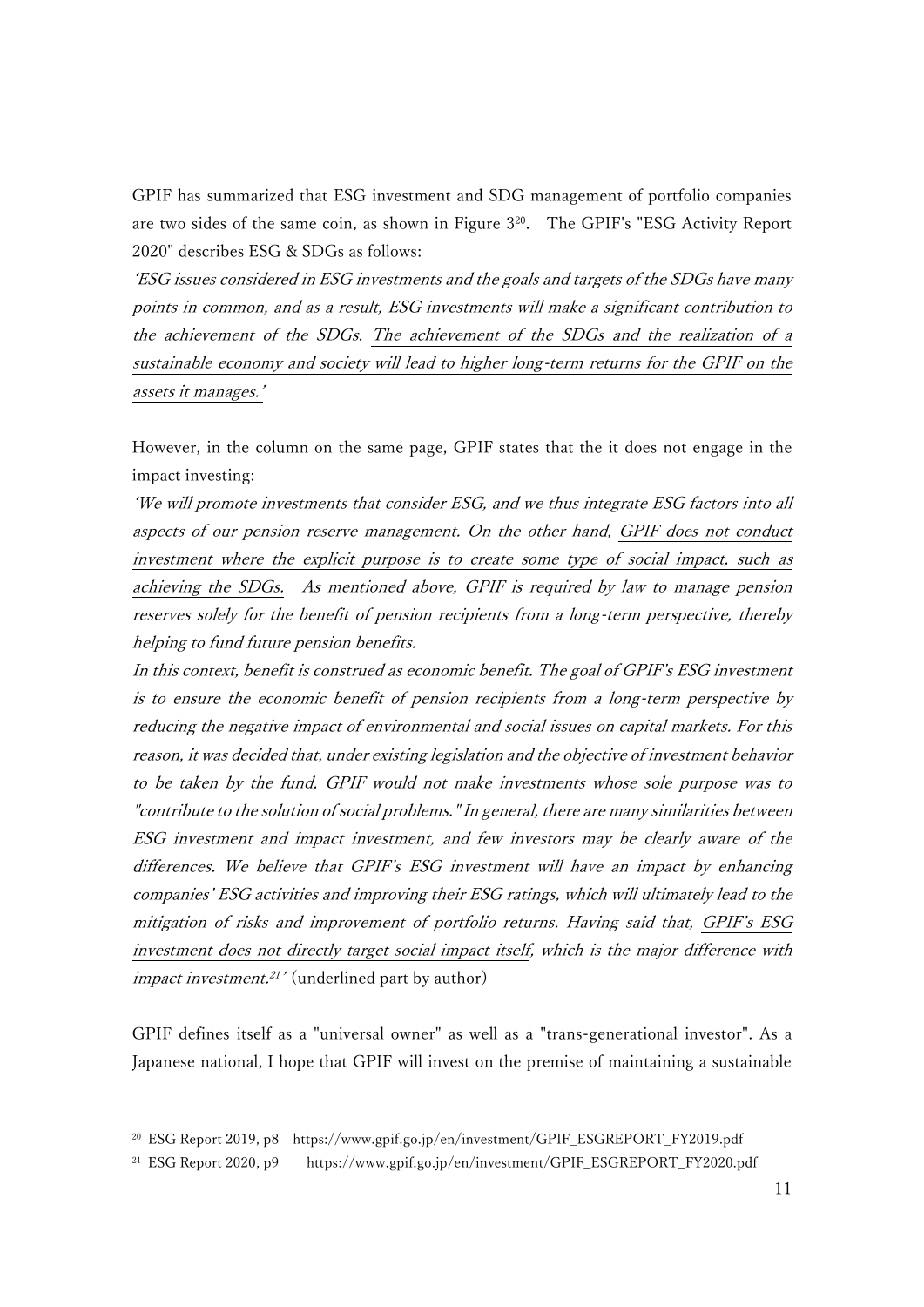GPIF has summarized that ESG investment and SDG management of portfolio companies are two sides of the same coin, as shown in Figure 3[20]. The GPIF's "ESG Activity Report 2020" describes ESG & SDGs as follows:

*'ESG issues considered in ESG investments and the goals and targets of the SDGs have many points in common, and as a result, ESG investments will make a significant contribution to the achievement of the SDGs. <u>The achievement of the SDGs and the realization of a sustainable economy and society will lead to higher long-term returns for the GPIF on the assets it manages.'</u>*

However, in the column on the same page, GPIF states that the it does not engage in the impact investing:

*'We will promote investments that consider ESG, and we thus integrate ESG factors into all aspects of our pension reserve management. On the other hand, <u>GPIF does not conduct investment where the explicit purpose is to create some type of social impact, such as achieving the SDGs.</u> As mentioned above, GPIF is required by law to manage pension reserves solely for the benefit of pension recipients from a long-term perspective, thereby helping to fund future pension benefits.*

*In this context, benefit is construed as economic benefit. The goal of GPIF's ESG investment is to ensure the economic benefit of pension recipients from a long-term perspective by reducing the negative impact of environmental and social issues on capital markets. For this reason, it was decided that, under existing legislation and the objective of investment behavior to be taken by the fund, GPIF would not make investments whose sole purpose was to "contribute to the solution of social problems." In general, there are many similarities between ESG investment and impact investment, and few investors may be clearly aware of the differences. We believe that GPIF's ESG investment will have an impact by enhancing companies' ESG activities and improving their ESG ratings, which will ultimately lead to the mitigation of risks and improvement of portfolio returns. Having said that, <u>GPIF's ESG investment does not directly target social impact itself</u>, which is the major difference with impact investment.[21]'* (underlined part by author)

GPIF defines itself as a "universal owner" as well as a "trans-generational investor". As a Japanese national, I hope that GPIF will invest on the premise of maintaining a sustainable

---

[20] ESG Report 2019, p8 https://www.gpif.go.jp/en/investment/GPIF_ESGREPORT_FY2019.pdf

[21] ESG Report 2020, p9 https://www.gpif.go.jp/en/investment/GPIF_ESGREPORT_FY2020.pdf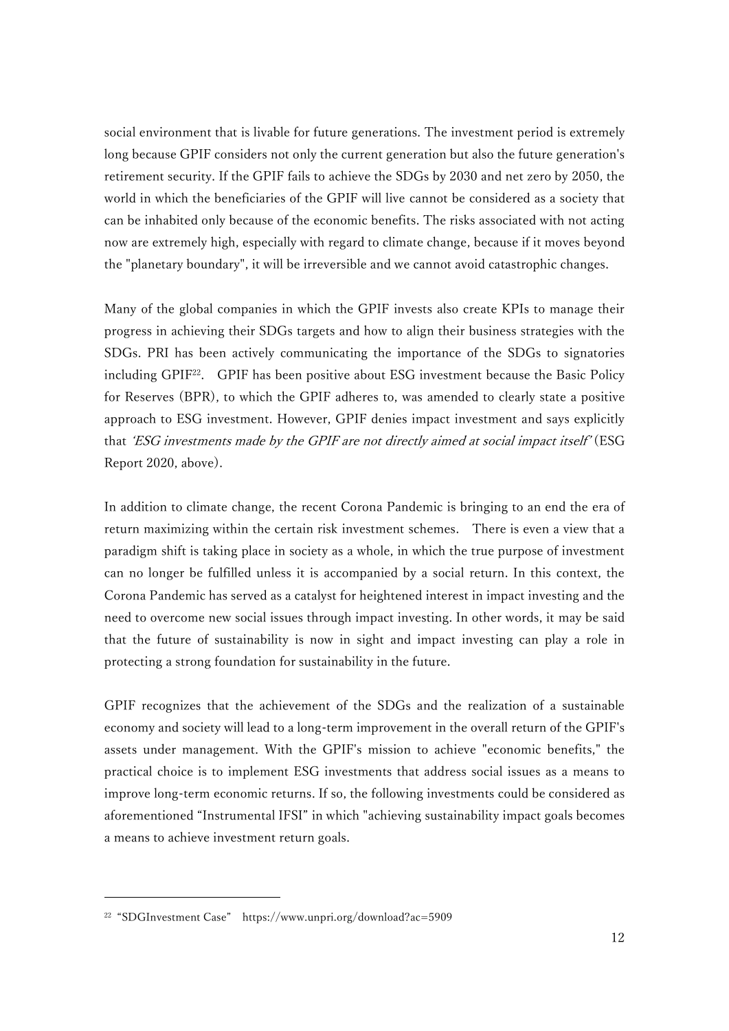social environment that is livable for future generations. The investment period is extremely long because GPIF considers not only the current generation but also the future generation's retirement security. If the GPIF fails to achieve the SDGs by 2030 and net zero by 2050, the world in which the beneficiaries of the GPIF will live cannot be considered as a society that can be inhabited only because of the economic benefits. The risks associated with not acting now are extremely high, especially with regard to climate change, because if it moves beyond the "planetary boundary", it will be irreversible and we cannot avoid catastrophic changes.

Many of the global companies in which the GPIF invests also create KPIs to manage their progress in achieving their SDGs targets and how to align their business strategies with the SDGs. PRI has been actively communicating the importance of the SDGs to signatories including GPIF[22]. GPIF has been positive about ESG investment because the Basic Policy for Reserves (BPR), to which the GPIF adheres to, was amended to clearly state a positive approach to ESG investment. However, GPIF denies impact investment and says explicitly that *'ESG investments made by the GPIF are not directly aimed at social impact itself'* (ESG Report 2020, above).

In addition to climate change, the recent Corona Pandemic is bringing to an end the era of return maximizing within the certain risk investment schemes. There is even a view that a paradigm shift is taking place in society as a whole, in which the true purpose of investment can no longer be fulfilled unless it is accompanied by a social return. In this context, the Corona Pandemic has served as a catalyst for heightened interest in impact investing and the need to overcome new social issues through impact investing. In other words, it may be said that the future of sustainability is now in sight and impact investing can play a role in protecting a strong foundation for sustainability in the future.

GPIF recognizes that the achievement of the SDGs and the realization of a sustainable economy and society will lead to a long-term improvement in the overall return of the GPIF's assets under management. With the GPIF's mission to achieve "economic benefits," the practical choice is to implement ESG investments that address social issues as a means to improve long-term economic returns. If so, the following investments could be considered as aforementioned "Instrumental IFSI" in which "achieving sustainability impact goals becomes a means to achieve investment return goals.

---

[22] "SDGInvestment Case" https://www.unpri.org/download?ac=5909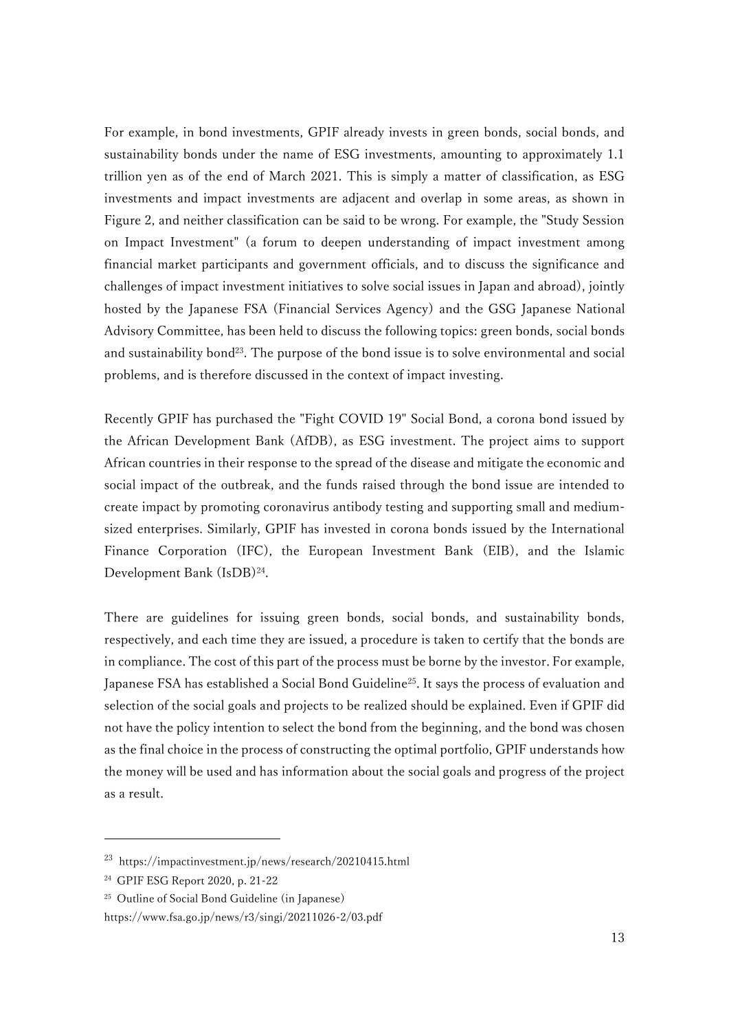For example, in bond investments, GPIF already invests in green bonds, social bonds, and sustainability bonds under the name of ESG investments, amounting to approximately 1.1 trillion yen as of the end of March 2021. This is simply a matter of classification, as ESG investments and impact investments are adjacent and overlap in some areas, as shown in Figure 2, and neither classification can be said to be wrong. For example, the "Study Session on Impact Investment" (a forum to deepen understanding of impact investment among financial market participants and government officials, and to discuss the significance and challenges of impact investment initiatives to solve social issues in Japan and abroad), jointly hosted by the Japanese FSA (Financial Services Agency) and the GSG Japanese National Advisory Committee, has been held to discuss the following topics: green bonds, social bonds and sustainability bond[23]. The purpose of the bond issue is to solve environmental and social problems, and is therefore discussed in the context of impact investing.

Recently GPIF has purchased the "Fight COVID 19" Social Bond, a corona bond issued by the African Development Bank (AfDB), as ESG investment. The project aims to support African countries in their response to the spread of the disease and mitigate the economic and social impact of the outbreak, and the funds raised through the bond issue are intended to create impact by promoting coronavirus antibody testing and supporting small and medium-sized enterprises. Similarly, GPIF has invested in corona bonds issued by the International Finance Corporation (IFC), the European Investment Bank (EIB), and the Islamic Development Bank (IsDB)[24].

There are guidelines for issuing green bonds, social bonds, and sustainability bonds, respectively, and each time they are issued, a procedure is taken to certify that the bonds are in compliance. The cost of this part of the process must be borne by the investor. For example, Japanese FSA has established a Social Bond Guideline[25]. It says the process of evaluation and selection of the social goals and projects to be realized should be explained. Even if GPIF did not have the policy intention to select the bond from the beginning, and the bond was chosen as the final choice in the process of constructing the optimal portfolio, GPIF understands how the money will be used and has information about the social goals and progress of the project as a result.

---

[23] https://impactinvestment.jp/news/research/20210415.html

[24] GPIF ESG Report 2020, p. 21-22

[25] Outline of Social Bond Guideline (in Japanese) https://www.fsa.go.jp/news/r3/singi/20211026-2/03.pdf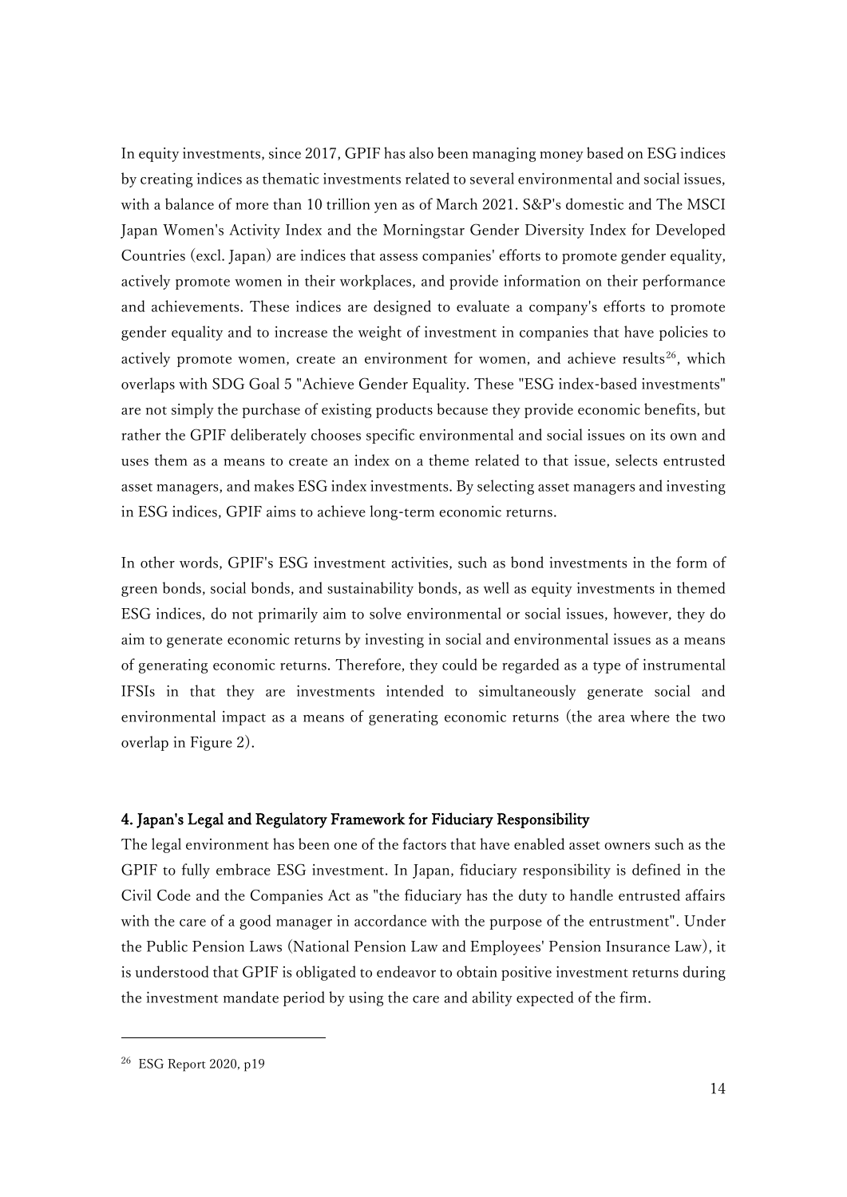In equity investments, since 2017, GPIF has also been managing money based on ESG indices by creating indices as thematic investments related to several environmental and social issues, with a balance of more than 10 trillion yen as of March 2021. S&P's domestic and The MSCI Japan Women's Activity Index and the Morningstar Gender Diversity Index for Developed Countries (excl. Japan) are indices that assess companies' efforts to promote gender equality, actively promote women in their workplaces, and provide information on their performance and achievements. These indices are designed to evaluate a company's efforts to promote gender equality and to increase the weight of investment in companies that have policies to actively promote women, create an environment for women, and achieve results[26], which overlaps with SDG Goal 5 "Achieve Gender Equality. These "ESG index-based investments" are not simply the purchase of existing products because they provide economic benefits, but rather the GPIF deliberately chooses specific environmental and social issues on its own and uses them as a means to create an index on a theme related to that issue, selects entrusted asset managers, and makes ESG index investments. By selecting asset managers and investing in ESG indices, GPIF aims to achieve long-term economic returns.

In other words, GPIF's ESG investment activities, such as bond investments in the form of green bonds, social bonds, and sustainability bonds, as well as equity investments in themed ESG indices, do not primarily aim to solve environmental or social issues, however, they do aim to generate economic returns by investing in social and environmental issues as a means of generating economic returns. Therefore, they could be regarded as a type of instrumental IFSIs in that they are investments intended to simultaneously generate social and environmental impact as a means of generating economic returns (the area where the two overlap in Figure 2).

## 4. Japan's Legal and Regulatory Framework for Fiduciary Responsibility

The legal environment has been one of the factors that have enabled asset owners such as the GPIF to fully embrace ESG investment. In Japan, fiduciary responsibility is defined in the Civil Code and the Companies Act as "the fiduciary has the duty to handle entrusted affairs with the care of a good manager in accordance with the purpose of the entrustment". Under the Public Pension Laws (National Pension Law and Employees' Pension Insurance Law), it is understood that GPIF is obligated to endeavor to obtain positive investment returns during the investment mandate period by using the care and ability expected of the firm.

[26] ESG Report 2020, p19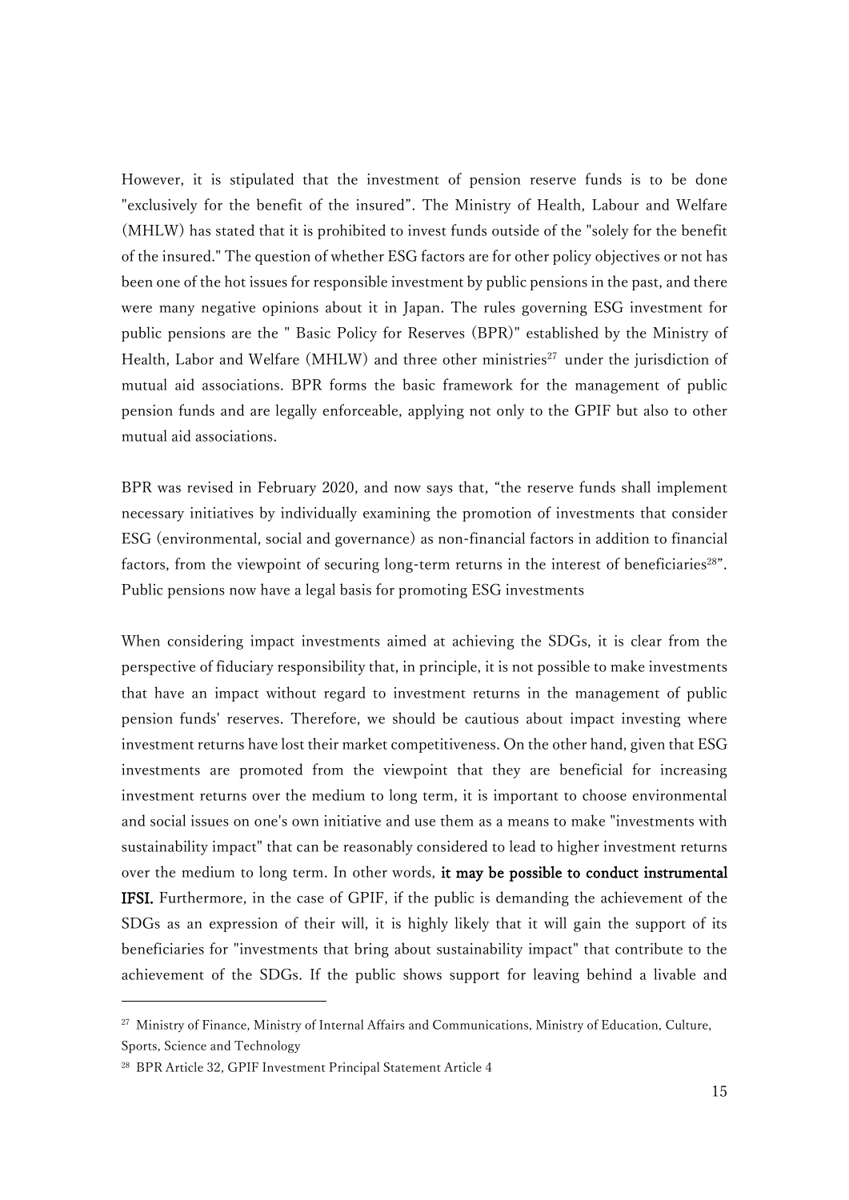However, it is stipulated that the investment of pension reserve funds is to be done "exclusively for the benefit of the insured". The Ministry of Health, Labour and Welfare (MHLW) has stated that it is prohibited to invest funds outside of the "solely for the benefit of the insured." The question of whether ESG factors are for other policy objectives or not has been one of the hot issues for responsible investment by public pensions in the past, and there were many negative opinions about it in Japan. The rules governing ESG investment for public pensions are the " Basic Policy for Reserves (BPR)" established by the Ministry of Health, Labor and Welfare (MHLW) and three other ministries[27] under the jurisdiction of mutual aid associations. BPR forms the basic framework for the management of public pension funds and are legally enforceable, applying not only to the GPIF but also to other mutual aid associations.

BPR was revised in February 2020, and now says that, "the reserve funds shall implement necessary initiatives by individually examining the promotion of investments that consider ESG (environmental, social and governance) as non-financial factors in addition to financial factors, from the viewpoint of securing long-term returns in the interest of beneficiaries[28]". Public pensions now have a legal basis for promoting ESG investments

When considering impact investments aimed at achieving the SDGs, it is clear from the perspective of fiduciary responsibility that, in principle, it is not possible to make investments that have an impact without regard to investment returns in the management of public pension funds' reserves. Therefore, we should be cautious about impact investing where investment returns have lost their market competitiveness. On the other hand, given that ESG investments are promoted from the viewpoint that they are beneficial for increasing investment returns over the medium to long term, it is important to choose environmental and social issues on one's own initiative and use them as a means to make "investments with sustainability impact" that can be reasonably considered to lead to higher investment returns over the medium to long term. In other words, **it may be possible to conduct instrumental IFSI.** Furthermore, in the case of GPIF, if the public is demanding the achievement of the SDGs as an expression of their will, it is highly likely that it will gain the support of its beneficiaries for "investments that bring about sustainability impact" that contribute to the achievement of the SDGs. If the public shows support for leaving behind a livable and

[27] Ministry of Finance, Ministry of Internal Affairs and Communications, Ministry of Education, Culture, Sports, Science and Technology

[28] BPR Article 32, GPIF Investment Principal Statement Article 4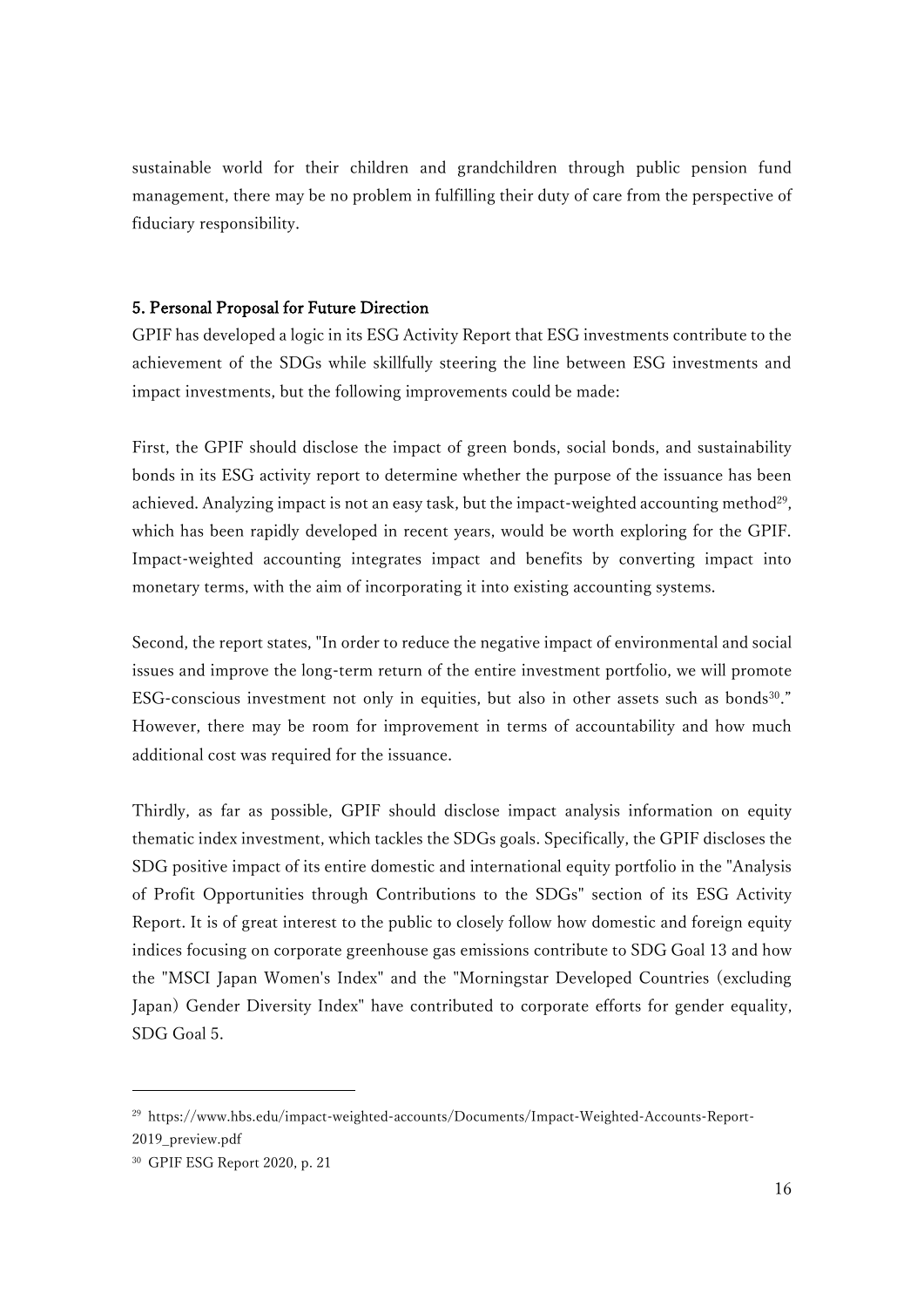sustainable world for their children and grandchildren through public pension fund management, there may be no problem in fulfilling their duty of care from the perspective of fiduciary responsibility.

### 5. Personal Proposal for Future Direction

GPIF has developed a logic in its ESG Activity Report that ESG investments contribute to the achievement of the SDGs while skillfully steering the line between ESG investments and impact investments, but the following improvements could be made:

First, the GPIF should disclose the impact of green bonds, social bonds, and sustainability bonds in its ESG activity report to determine whether the purpose of the issuance has been achieved. Analyzing impact is not an easy task, but the impact-weighted accounting method[29], which has been rapidly developed in recent years, would be worth exploring for the GPIF. Impact-weighted accounting integrates impact and benefits by converting impact into monetary terms, with the aim of incorporating it into existing accounting systems.

Second, the report states, "In order to reduce the negative impact of environmental and social issues and improve the long-term return of the entire investment portfolio, we will promote ESG-conscious investment not only in equities, but also in other assets such as bonds[30]." However, there may be room for improvement in terms of accountability and how much additional cost was required for the issuance.

Thirdly, as far as possible, GPIF should disclose impact analysis information on equity thematic index investment, which tackles the SDGs goals. Specifically, the GPIF discloses the SDG positive impact of its entire domestic and international equity portfolio in the "Analysis of Profit Opportunities through Contributions to the SDGs" section of its ESG Activity Report. It is of great interest to the public to closely follow how domestic and foreign equity indices focusing on corporate greenhouse gas emissions contribute to SDG Goal 13 and how the "MSCI Japan Women's Index" and the "Morningstar Developed Countries (excluding Japan) Gender Diversity Index" have contributed to corporate efforts for gender equality, SDG Goal 5.

---

[29] https://www.hbs.edu/impact-weighted-accounts/Documents/Impact-Weighted-Accounts-Report-2019_preview.pdf

[30] GPIF ESG Report 2020, p. 21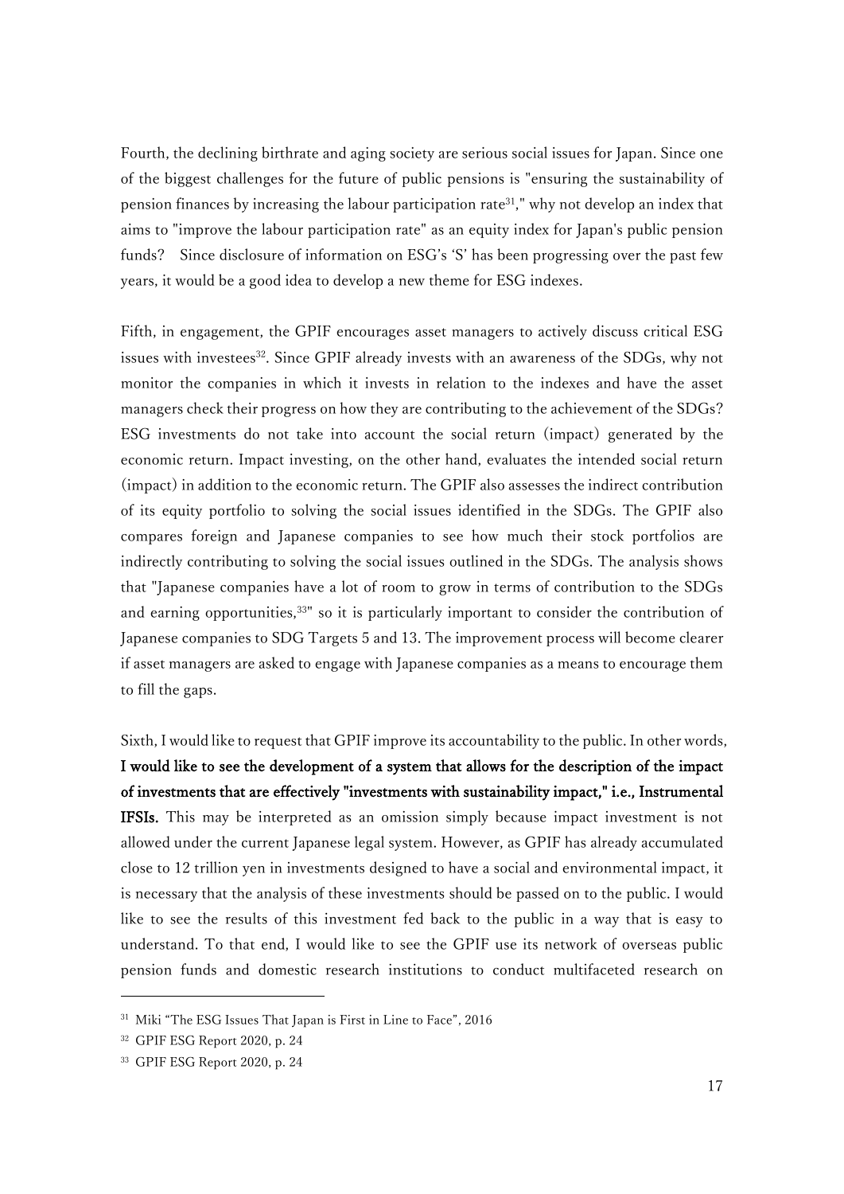Fourth, the declining birthrate and aging society are serious social issues for Japan. Since one of the biggest challenges for the future of public pensions is "ensuring the sustainability of pension finances by increasing the labour participation rate[31]," why not develop an index that aims to "improve the labour participation rate" as an equity index for Japan's public pension funds? Since disclosure of information on ESG's 'S' has been progressing over the past few years, it would be a good idea to develop a new theme for ESG indexes.

Fifth, in engagement, the GPIF encourages asset managers to actively discuss critical ESG issues with investees[32]. Since GPIF already invests with an awareness of the SDGs, why not monitor the companies in which it invests in relation to the indexes and have the asset managers check their progress on how they are contributing to the achievement of the SDGs? ESG investments do not take into account the social return (impact) generated by the economic return. Impact investing, on the other hand, evaluates the intended social return (impact) in addition to the economic return. The GPIF also assesses the indirect contribution of its equity portfolio to solving the social issues identified in the SDGs. The GPIF also compares foreign and Japanese companies to see how much their stock portfolios are indirectly contributing to solving the social issues outlined in the SDGs. The analysis shows that "Japanese companies have a lot of room to grow in terms of contribution to the SDGs and earning opportunities,[33]" so it is particularly important to consider the contribution of Japanese companies to SDG Targets 5 and 13. The improvement process will become clearer if asset managers are asked to engage with Japanese companies as a means to encourage them to fill the gaps.

Sixth, I would like to request that GPIF improve its accountability to the public. In other words, **I would like to see the development of a system that allows for the description of the impact of investments that are effectively "investments with sustainability impact," i.e., Instrumental IFSIs.** This may be interpreted as an omission simply because impact investment is not allowed under the current Japanese legal system. However, as GPIF has already accumulated close to 12 trillion yen in investments designed to have a social and environmental impact, it is necessary that the analysis of these investments should be passed on to the public. I would like to see the results of this investment fed back to the public in a way that is easy to understand. To that end, I would like to see the GPIF use its network of overseas public pension funds and domestic research institutions to conduct multifaceted research on

---

[31] Miki "The ESG Issues That Japan is First in Line to Face", 2016

[32] GPIF ESG Report 2020, p. 24

[33] GPIF ESG Report 2020, p. 24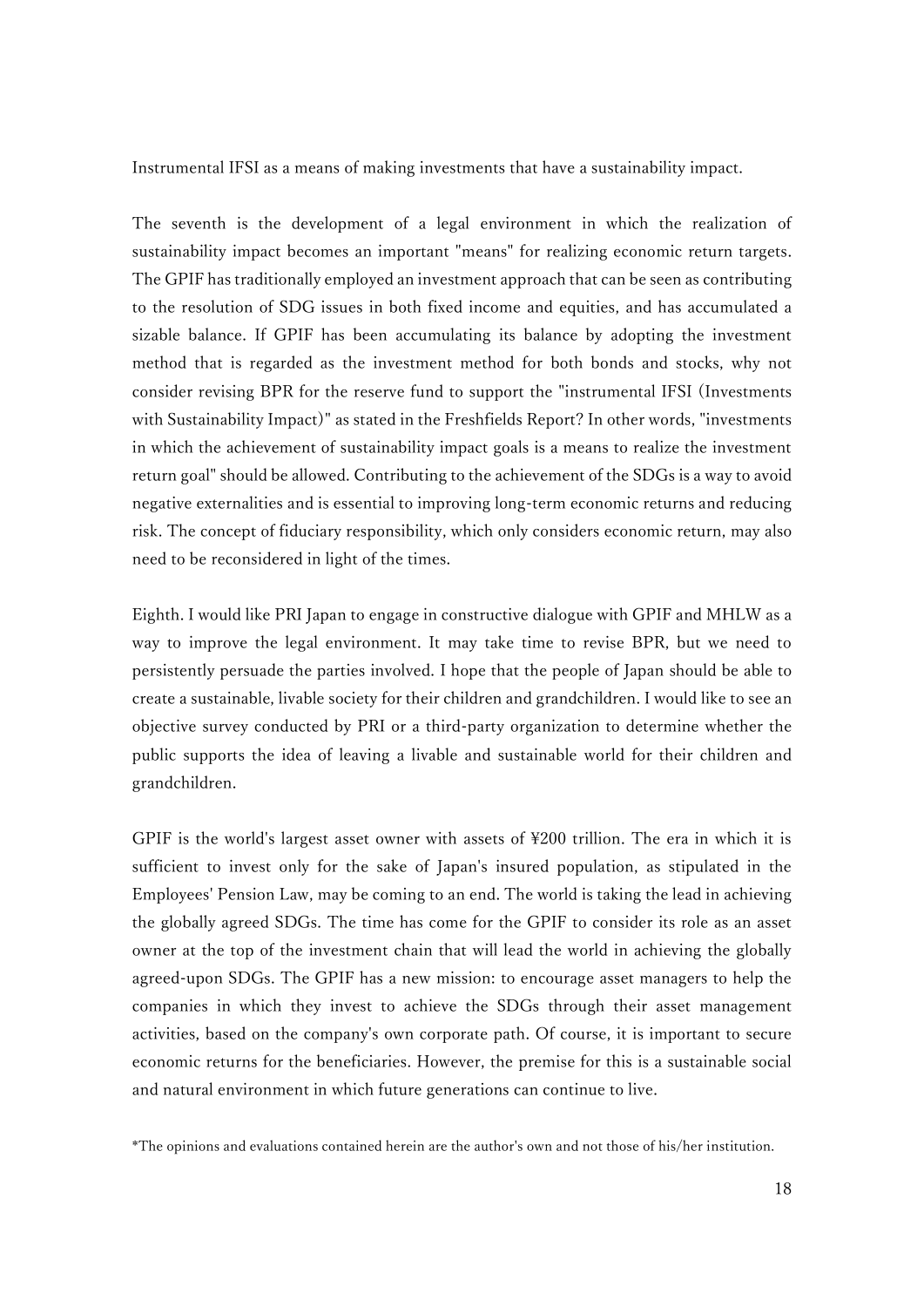Instrumental IFSI as a means of making investments that have a sustainability impact.

The seventh is the development of a legal environment in which the realization of sustainability impact becomes an important "means" for realizing economic return targets. The GPIF has traditionally employed an investment approach that can be seen as contributing to the resolution of SDG issues in both fixed income and equities, and has accumulated a sizable balance. If GPIF has been accumulating its balance by adopting the investment method that is regarded as the investment method for both bonds and stocks, why not consider revising BPR for the reserve fund to support the "instrumental IFSI (Investments with Sustainability Impact)" as stated in the Freshfields Report? In other words, "investments in which the achievement of sustainability impact goals is a means to realize the investment return goal" should be allowed. Contributing to the achievement of the SDGs is a way to avoid negative externalities and is essential to improving long-term economic returns and reducing risk. The concept of fiduciary responsibility, which only considers economic return, may also need to be reconsidered in light of the times.

Eighth. I would like PRI Japan to engage in constructive dialogue with GPIF and MHLW as a way to improve the legal environment. It may take time to revise BPR, but we need to persistently persuade the parties involved. I hope that the people of Japan should be able to create a sustainable, livable society for their children and grandchildren. I would like to see an objective survey conducted by PRI or a third-party organization to determine whether the public supports the idea of leaving a livable and sustainable world for their children and grandchildren.

GPIF is the world's largest asset owner with assets of ¥200 trillion. The era in which it is sufficient to invest only for the sake of Japan's insured population, as stipulated in the Employees' Pension Law, may be coming to an end. The world is taking the lead in achieving the globally agreed SDGs. The time has come for the GPIF to consider its role as an asset owner at the top of the investment chain that will lead the world in achieving the globally agreed-upon SDGs. The GPIF has a new mission: to encourage asset managers to help the companies in which they invest to achieve the SDGs through their asset management activities, based on the company's own corporate path. Of course, it is important to secure economic returns for the beneficiaries. However, the premise for this is a sustainable social and natural environment in which future generations can continue to live.

*The opinions and evaluations contained herein are the author's own and not those of his/her institution.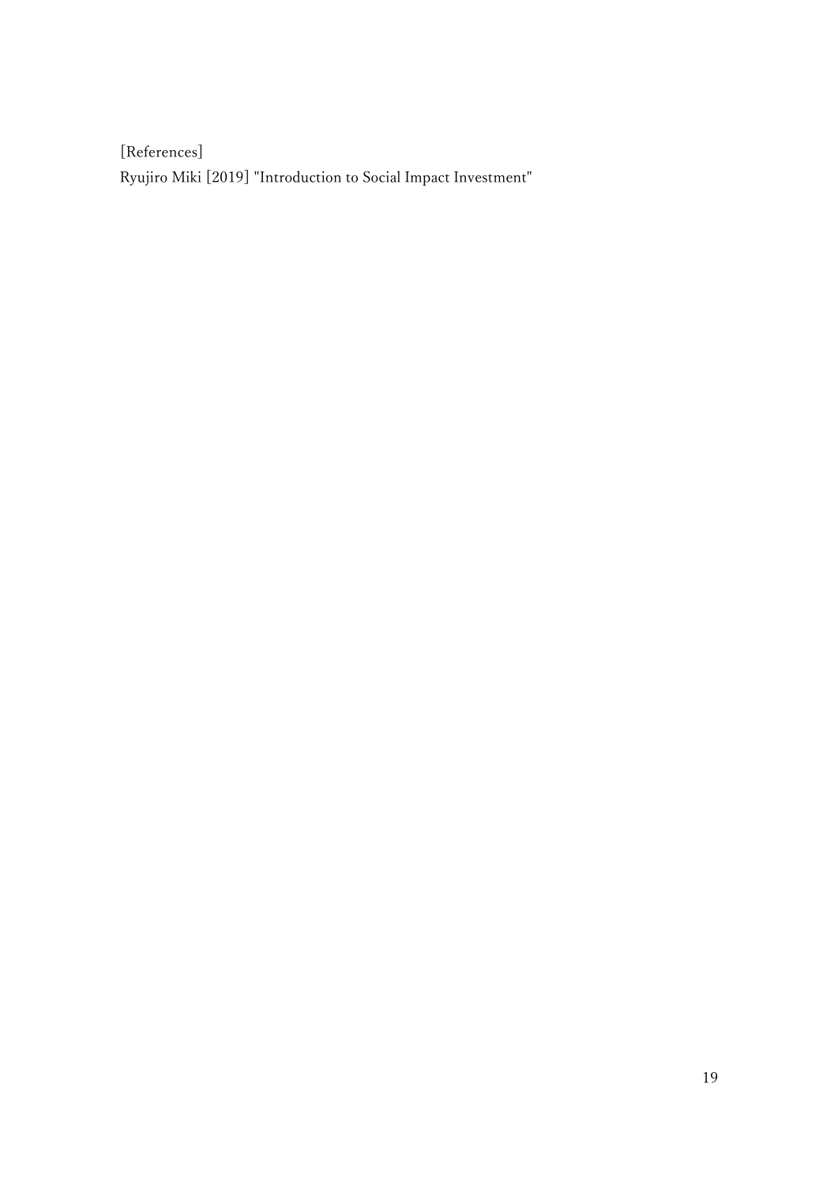[References]

Ryujiro Miki [2019] "Introduction to Social Impact Investment"